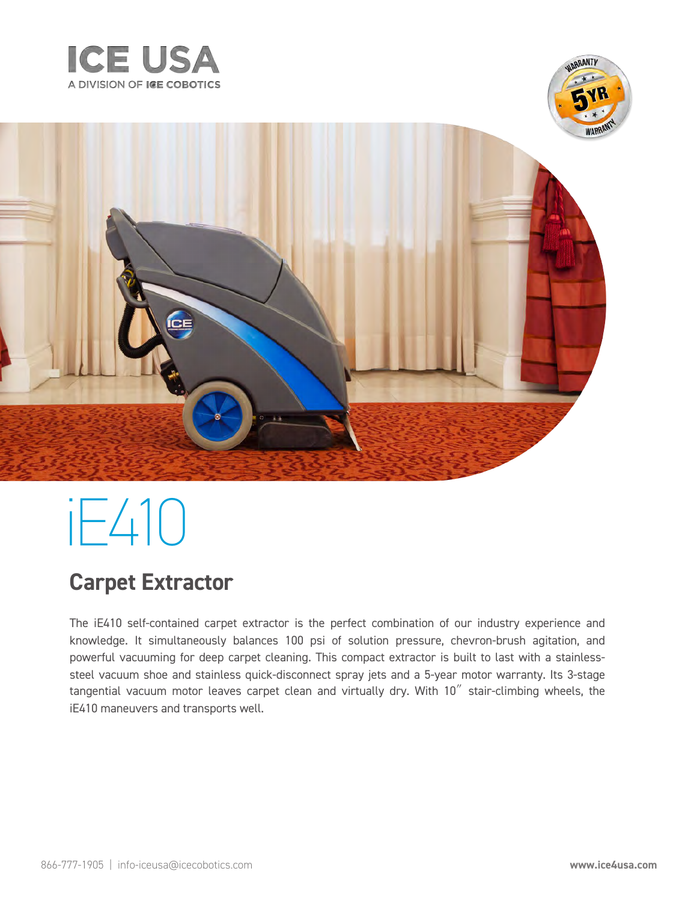ICE USA

A DIVISION OF ICE COBOTICS

# iE410

## Carpet Extractor

The iE410 self-contained carpet extractor is the perfect combination of our industry experience and knowledge. It simultaneously balances 100 psi of solution pressure, chevron-brush agitation, and powerful vacuuming for deep carpet cleaning. This compact extractor is built to last with a stainless-steel vacuum shoe and stainless quick-disconnect spray jets and a 5-year motor warranty. Its 3-stage tangential vacuum motor leaves carpet clean and virtually dry. With 10″ stair-climbing wheels, the iE410 maneuvers and transports well.

866-777-1905 | info-iceusa@icecobotics.com

**www.ice4usa.com**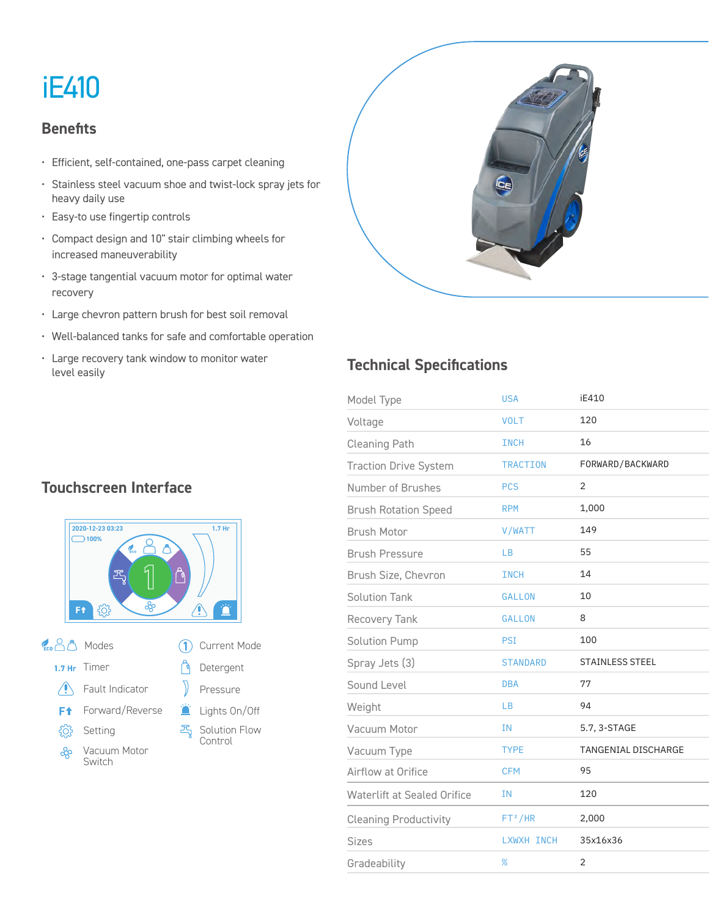# iE410

## Benefits

- Efficient, self-contained, one-pass carpet cleaning
- Stainless steel vacuum shoe and twist-lock spray jets for heavy daily use
- Easy-to use fingertip controls
- Compact design and 10" stair climbing wheels for increased maneuverability
- 3-stage tangential vacuum motor for optimal water recovery
- Large chevron pattern brush for best soil removal
- Well-balanced tanks for safe and comfortable operation
- Large recovery tank window to monitor water level easily

## Touchscreen Interface

2020-12-23 03:23
100%
1.7 Hr
1

- Modes
- Timer
- Fault Indicator
- Forward/Reverse
- Setting
- Vacuum Motor Switch
- Current Mode
- Detergent
- Pressure
- Lights On/Off
- Solution Flow Control

## Technical Specifications

| | | |
|---|---|---|
| Model Type | USA | iE410 |
| Voltage | VOLT | 120 |
| Cleaning Path | INCH | 16 |
| Traction Drive System | TRACTION | FORWARD/BACKWARD |
| Number of Brushes | PCS | 2 |
| Brush Rotation Speed | RPM | 1,000 |
| Brush Motor | V/WATT | 149 |
| Brush Pressure | LB | 55 |
| Brush Size, Chevron | INCH | 14 |
| Solution Tank | GALLON | 10 |
| Recovery Tank | GALLON | 8 |
| Solution Pump | PSI | 100 |
| Spray Jets (3) | STANDARD | STAINLESS STEEL |
| Sound Level | DBA | 77 |
| Weight | LB | 94 |
| Vacuum Motor | IN | 5.7, 3-STAGE |
| Vacuum Type | TYPE | TANGENIAL DISCHARGE |
| Airflow at Orifice | CFM | 95 |
| Waterlift at Sealed Orifice | IN | 120 |
| Cleaning Productivity | $FT^2$/HR | 2,000 |
| Sizes | LXWXH INCH | 35x16x36 |
| Gradeability | % | 2 |